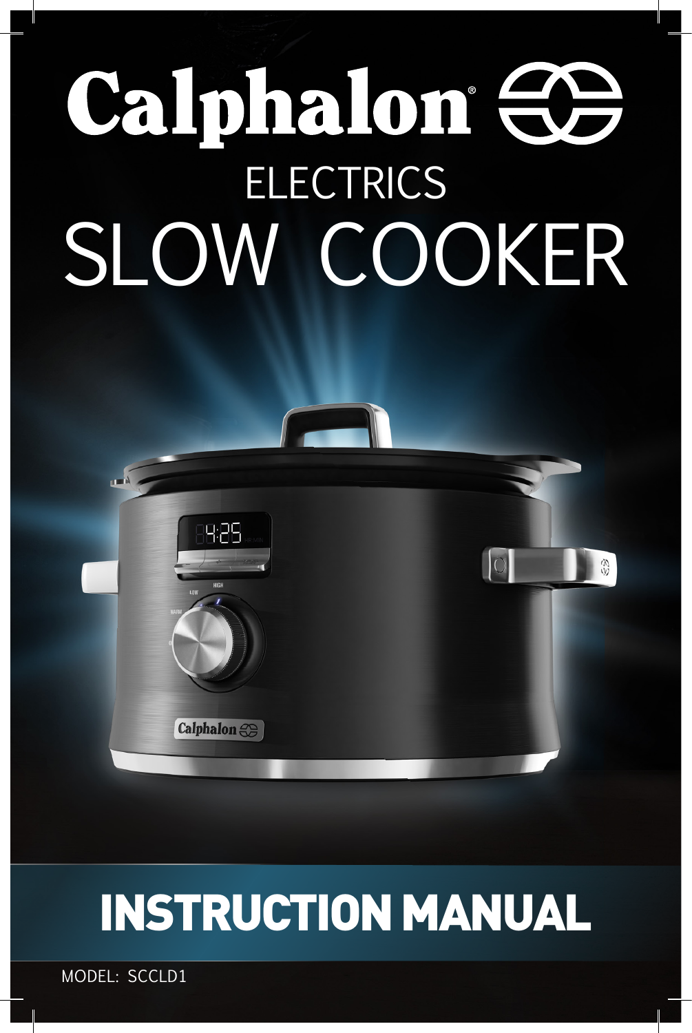# Calphalon®

## ELECTRICS

# SLOW COOKER

# INSTRUCTION MANUAL

MODEL: SCCLD1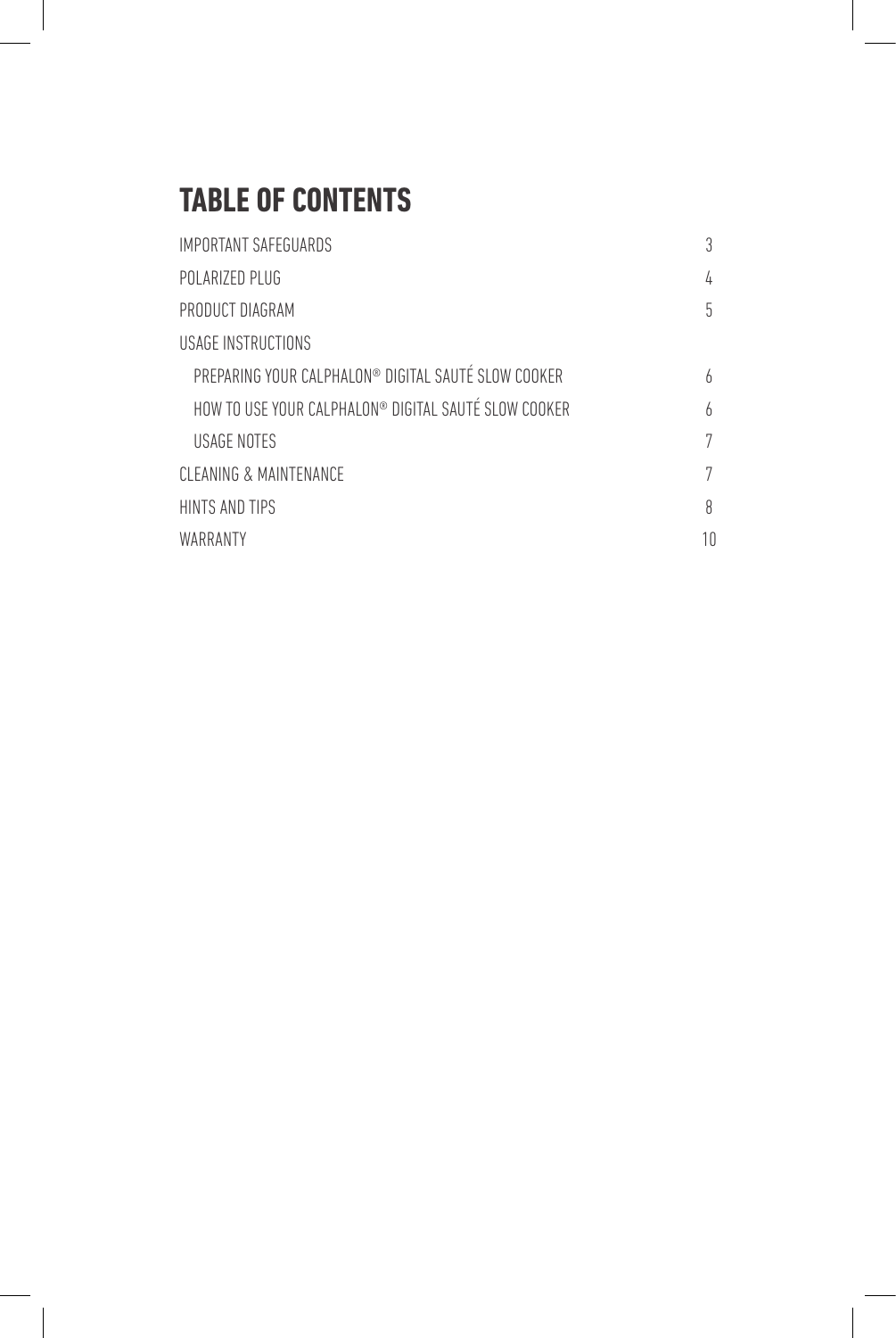# TABLE OF CONTENTS

| | |
|---|---|
| IMPORTANT SAFEGUARDS | 3 |
| POLARIZED PLUG | 4 |
| PRODUCT DIAGRAM | 5 |
| USAGE INSTRUCTIONS | |
| PREPARING YOUR CALPHALON® DIGITAL SAUTÉ SLOW COOKER | 6 |
| HOW TO USE YOUR CALPHALON® DIGITAL SAUTÉ SLOW COOKER | 6 |
| USAGE NOTES | 7 |
| CLEANING & MAINTENANCE | 7 |
| HINTS AND TIPS | 8 |
| WARRANTY | 10 |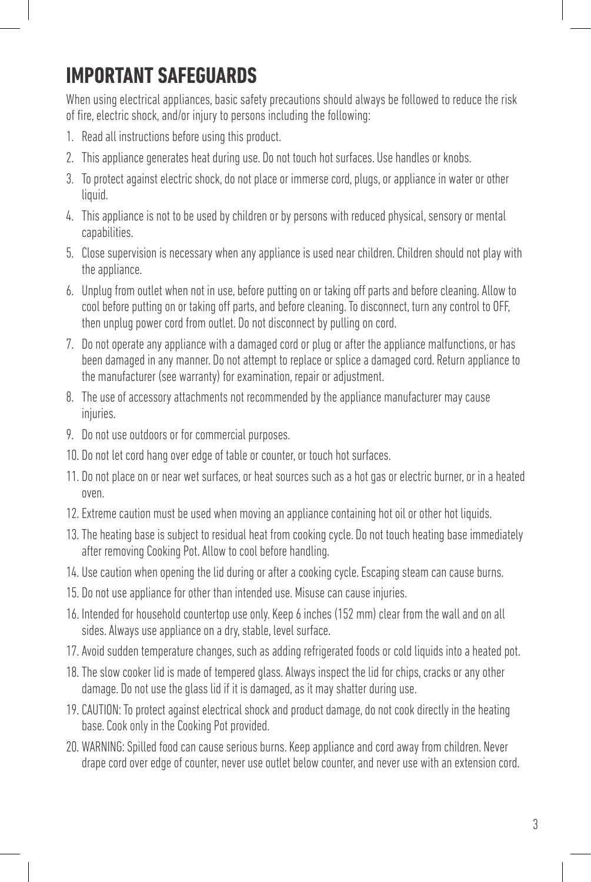# IMPORTANT SAFEGUARDS

When using electrical appliances, basic safety precautions should always be followed to reduce the risk of fire, electric shock, and/or injury to persons including the following:

1. Read all instructions before using this product.
2. This appliance generates heat during use. Do not touch hot surfaces. Use handles or knobs.
3. To protect against electric shock, do not place or immerse cord, plugs, or appliance in water or other liquid.
4. This appliance is not to be used by children or by persons with reduced physical, sensory or mental capabilities.
5. Close supervision is necessary when any appliance is used near children. Children should not play with the appliance.
6. Unplug from outlet when not in use, before putting on or taking off parts and before cleaning. Allow to cool before putting on or taking off parts, and before cleaning. To disconnect, turn any control to OFF, then unplug power cord from outlet. Do not disconnect by pulling on cord.
7. Do not operate any appliance with a damaged cord or plug or after the appliance malfunctions, or has been damaged in any manner. Do not attempt to replace or splice a damaged cord. Return appliance to the manufacturer (see warranty) for examination, repair or adjustment.
8. The use of accessory attachments not recommended by the appliance manufacturer may cause injuries.
9. Do not use outdoors or for commercial purposes.
10. Do not let cord hang over edge of table or counter, or touch hot surfaces.
11. Do not place on or near wet surfaces, or heat sources such as a hot gas or electric burner, or in a heated oven.
12. Extreme caution must be used when moving an appliance containing hot oil or other hot liquids.
13. The heating base is subject to residual heat from cooking cycle. Do not touch heating base immediately after removing Cooking Pot. Allow to cool before handling.
14. Use caution when opening the lid during or after a cooking cycle. Escaping steam can cause burns.
15. Do not use appliance for other than intended use. Misuse can cause injuries.
16. Intended for household countertop use only. Keep 6 inches (152 mm) clear from the wall and on all sides. Always use appliance on a dry, stable, level surface.
17. Avoid sudden temperature changes, such as adding refrigerated foods or cold liquids into a heated pot.
18. The slow cooker lid is made of tempered glass. Always inspect the lid for chips, cracks or any other damage. Do not use the glass lid if it is damaged, as it may shatter during use.
19. CAUTION: To protect against electrical shock and product damage, do not cook directly in the heating base. Cook only in the Cooking Pot provided.
20. WARNING: Spilled food can cause serious burns. Keep appliance and cord away from children. Never drape cord over edge of counter, never use outlet below counter, and never use with an extension cord.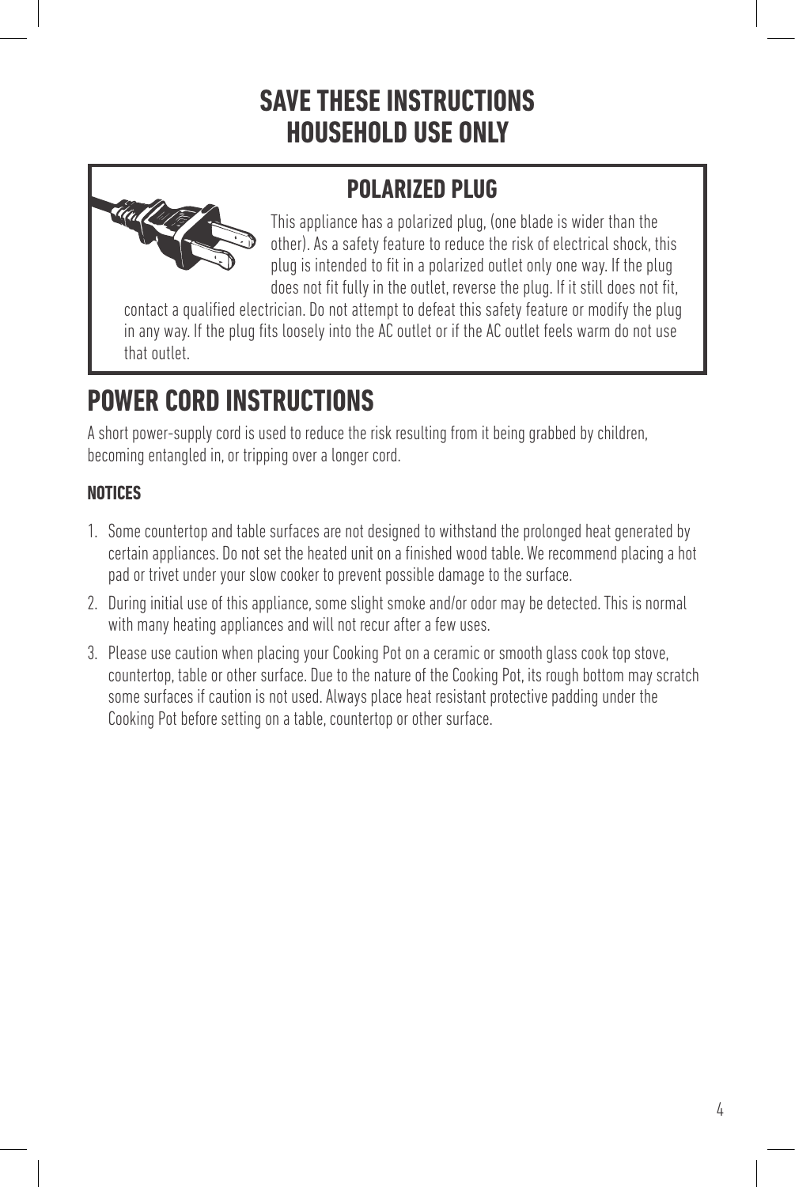# SAVE THESE INSTRUCTIONS
# HOUSEHOLD USE ONLY

## POLARIZED PLUG

This appliance has a polarized plug, (one blade is wider than the other). As a safety feature to reduce the risk of electrical shock, this plug is intended to fit in a polarized outlet only one way. If the plug does not fit fully in the outlet, reverse the plug. If it still does not fit, contact a qualified electrician. Do not attempt to defeat this safety feature or modify the plug in any way. If the plug fits loosely into the AC outlet or if the AC outlet feels warm do not use that outlet.

# POWER CORD INSTRUCTIONS

A short power-supply cord is used to reduce the risk resulting from it being grabbed by children, becoming entangled in, or tripping over a longer cord.

### NOTICES

1. Some countertop and table surfaces are not designed to withstand the prolonged heat generated by certain appliances. Do not set the heated unit on a finished wood table. We recommend placing a hot pad or trivet under your slow cooker to prevent possible damage to the surface.
2. During initial use of this appliance, some slight smoke and/or odor may be detected. This is normal with many heating appliances and will not recur after a few uses.
3. Please use caution when placing your Cooking Pot on a ceramic or smooth glass cook top stove, countertop, table or other surface. Due to the nature of the Cooking Pot, its rough bottom may scratch some surfaces if caution is not used. Always place heat resistant protective padding under the Cooking Pot before setting on a table, countertop or other surface.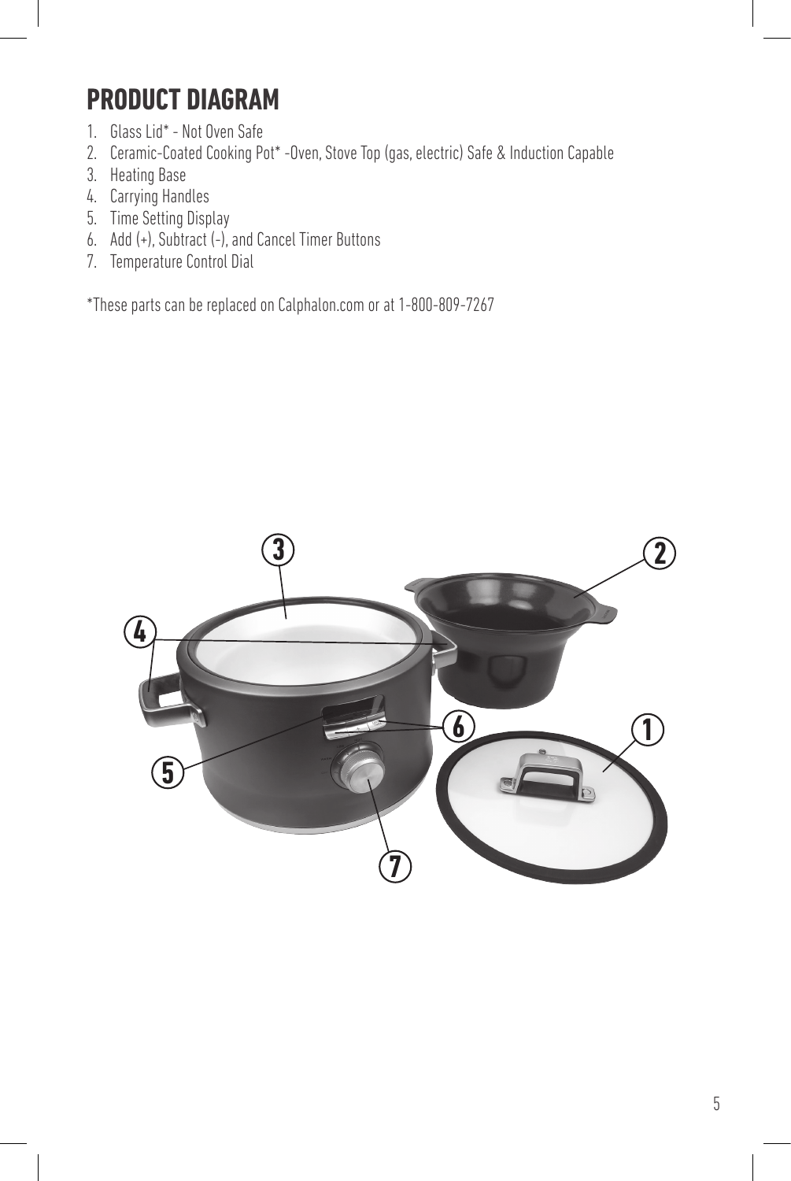# PRODUCT DIAGRAM

1. Glass Lid* - Not Oven Safe
2. Ceramic-Coated Cooking Pot* -Oven, Stove Top (gas, electric) Safe & Induction Capable
3. Heating Base
4. Carrying Handles
5. Time Setting Display
6. Add (+), Subtract (-), and Cancel Timer Buttons
7. Temperature Control Dial

*These parts can be replaced on Calphalon.com or at 1-800-809-7267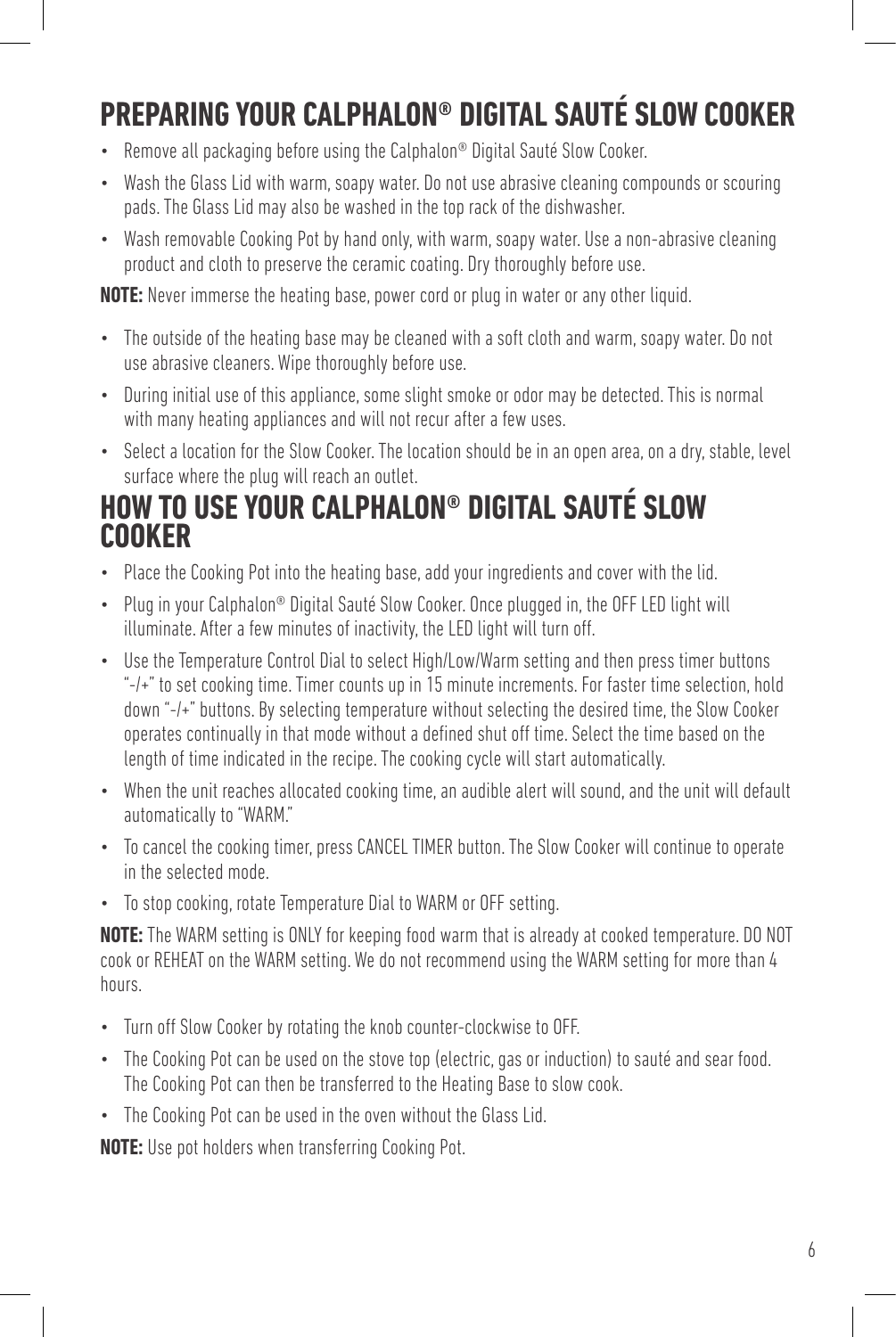# PREPARING YOUR CALPHALON® DIGITAL SAUTÉ SLOW COOKER

- Remove all packaging before using the Calphalon® Digital Sauté Slow Cooker.
- Wash the Glass Lid with warm, soapy water. Do not use abrasive cleaning compounds or scouring pads. The Glass Lid may also be washed in the top rack of the dishwasher.
- Wash removable Cooking Pot by hand only, with warm, soapy water. Use a non-abrasive cleaning product and cloth to preserve the ceramic coating. Dry thoroughly before use.

**NOTE:** Never immerse the heating base, power cord or plug in water or any other liquid.

- The outside of the heating base may be cleaned with a soft cloth and warm, soapy water. Do not use abrasive cleaners. Wipe thoroughly before use.
- During initial use of this appliance, some slight smoke or odor may be detected. This is normal with many heating appliances and will not recur after a few uses.
- Select a location for the Slow Cooker. The location should be in an open area, on a dry, stable, level surface where the plug will reach an outlet.

# HOW TO USE YOUR CALPHALON® DIGITAL SAUTÉ SLOW COOKER

- Place the Cooking Pot into the heating base, add your ingredients and cover with the lid.
- Plug in your Calphalon® Digital Sauté Slow Cooker. Once plugged in, the OFF LED light will illuminate. After a few minutes of inactivity, the LED light will turn off.
- Use the Temperature Control Dial to select High/Low/Warm setting and then press timer buttons "-/+" to set cooking time. Timer counts up in 15 minute increments. For faster time selection, hold down "-/+" buttons. By selecting temperature without selecting the desired time, the Slow Cooker operates continually in that mode without a defined shut off time. Select the time based on the length of time indicated in the recipe. The cooking cycle will start automatically.
- When the unit reaches allocated cooking time, an audible alert will sound, and the unit will default automatically to "WARM."
- To cancel the cooking timer, press CANCEL TIMER button. The Slow Cooker will continue to operate in the selected mode.
- To stop cooking, rotate Temperature Dial to WARM or OFF setting.

**NOTE:** The WARM setting is ONLY for keeping food warm that is already at cooked temperature. DO NOT cook or REHEAT on the WARM setting. We do not recommend using the WARM setting for more than 4 hours.

- Turn off Slow Cooker by rotating the knob counter-clockwise to OFF.
- The Cooking Pot can be used on the stove top (electric, gas or induction) to sauté and sear food. The Cooking Pot can then be transferred to the Heating Base to slow cook.
- The Cooking Pot can be used in the oven without the Glass Lid.

**NOTE:** Use pot holders when transferring Cooking Pot.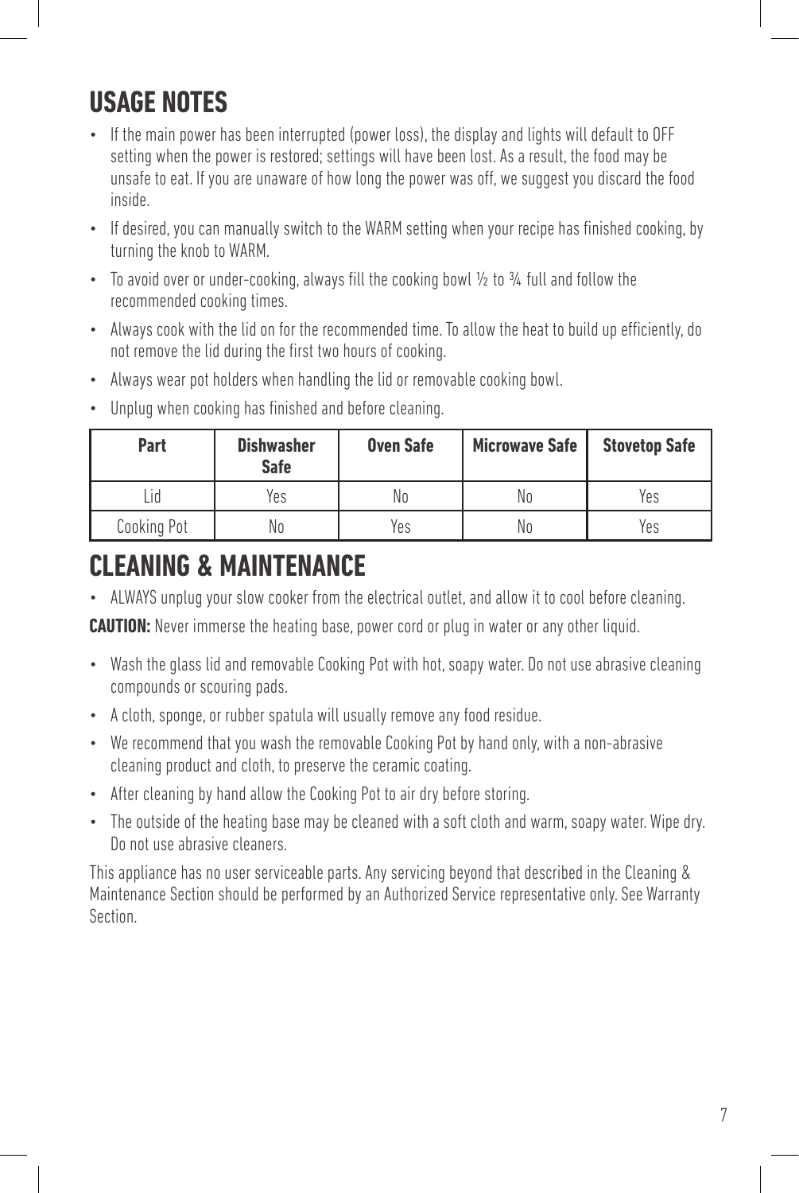# USAGE NOTES

- If the main power has been interrupted (power loss), the display and lights will default to OFF setting when the power is restored; settings will have been lost. As a result, the food may be unsafe to eat. If you are unaware of how long the power was off, we suggest you discard the food inside.
- If desired, you can manually switch to the WARM setting when your recipe has finished cooking, by turning the knob to WARM.
- To avoid over or under-cooking, always fill the cooking bowl ½ to ¾ full and follow the recommended cooking times.
- Always cook with the lid on for the recommended time. To allow the heat to build up efficiently, do not remove the lid during the first two hours of cooking.
- Always wear pot holders when handling the lid or removable cooking bowl.
- Unplug when cooking has finished and before cleaning.

| Part | Dishwasher Safe | Oven Safe | Microwave Safe | Stovetop Safe |
|---|---|---|---|---|
| Lid | Yes | No | No | Yes |
| Cooking Pot | No | Yes | No | Yes |

# CLEANING & MAINTENANCE

- ALWAYS unplug your slow cooker from the electrical outlet, and allow it to cool before cleaning.

**CAUTION:** Never immerse the heating base, power cord or plug in water or any other liquid.

- Wash the glass lid and removable Cooking Pot with hot, soapy water. Do not use abrasive cleaning compounds or scouring pads.
- A cloth, sponge, or rubber spatula will usually remove any food residue.
- We recommend that you wash the removable Cooking Pot by hand only, with a non-abrasive cleaning product and cloth, to preserve the ceramic coating.
- After cleaning by hand allow the Cooking Pot to air dry before storing.
- The outside of the heating base may be cleaned with a soft cloth and warm, soapy water. Wipe dry. Do not use abrasive cleaners.

This appliance has no user serviceable parts. Any servicing beyond that described in the Cleaning & Maintenance Section should be performed by an Authorized Service representative only. See Warranty Section.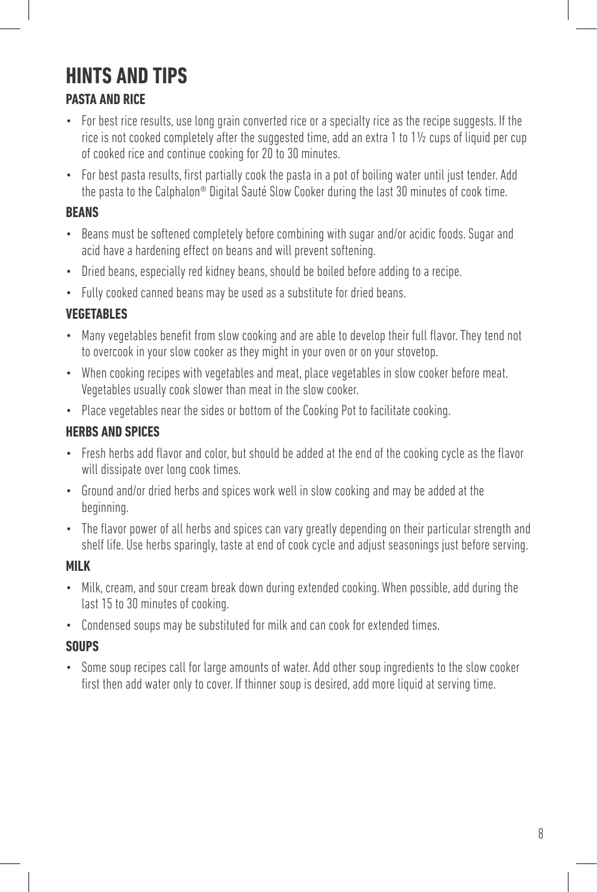# HINTS AND TIPS

## PASTA AND RICE

- For best rice results, use long grain converted rice or a specialty rice as the recipe suggests. If the rice is not cooked completely after the suggested time, add an extra 1 to 1½ cups of liquid per cup of cooked rice and continue cooking for 20 to 30 minutes.
- For best pasta results, first partially cook the pasta in a pot of boiling water until just tender. Add the pasta to the Calphalon® Digital Sauté Slow Cooker during the last 30 minutes of cook time.

## BEANS

- Beans must be softened completely before combining with sugar and/or acidic foods. Sugar and acid have a hardening effect on beans and will prevent softening.
- Dried beans, especially red kidney beans, should be boiled before adding to a recipe.
- Fully cooked canned beans may be used as a substitute for dried beans.

## VEGETABLES

- Many vegetables benefit from slow cooking and are able to develop their full flavor. They tend not to overcook in your slow cooker as they might in your oven or on your stovetop.
- When cooking recipes with vegetables and meat, place vegetables in slow cooker before meat. Vegetables usually cook slower than meat in the slow cooker.
- Place vegetables near the sides or bottom of the Cooking Pot to facilitate cooking.

## HERBS AND SPICES

- Fresh herbs add flavor and color, but should be added at the end of the cooking cycle as the flavor will dissipate over long cook times.
- Ground and/or dried herbs and spices work well in slow cooking and may be added at the beginning.
- The flavor power of all herbs and spices can vary greatly depending on their particular strength and shelf life. Use herbs sparingly, taste at end of cook cycle and adjust seasonings just before serving.

## MILK

- Milk, cream, and sour cream break down during extended cooking. When possible, add during the last 15 to 30 minutes of cooking.
- Condensed soups may be substituted for milk and can cook for extended times.

## SOUPS

- Some soup recipes call for large amounts of water. Add other soup ingredients to the slow cooker first then add water only to cover. If thinner soup is desired, add more liquid at serving time.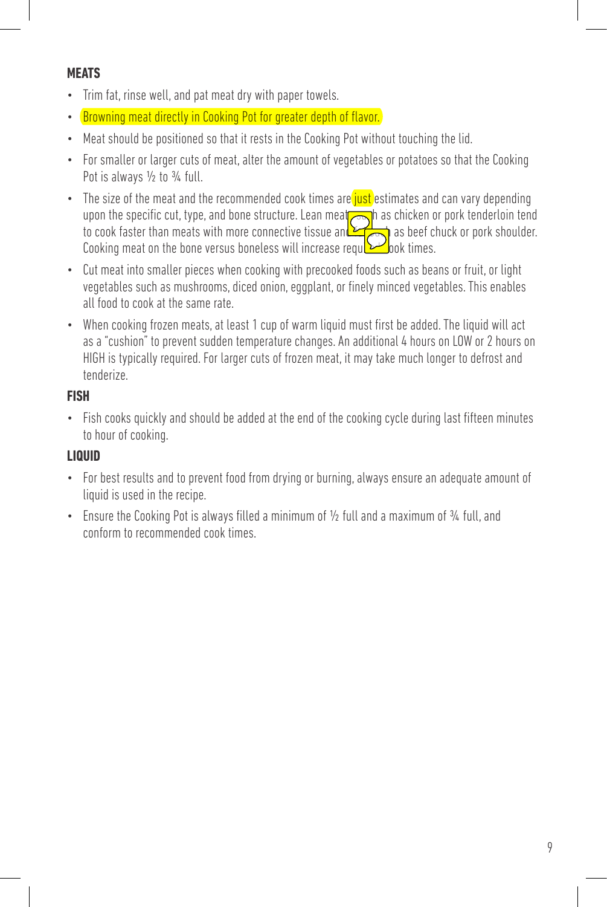**MEATS**

- Trim fat, rinse well, and pat meat dry with paper towels.
- Browning meat directly in Cooking Pot for greater depth of flavor.
- Meat should be positioned so that it rests in the Cooking Pot without touching the lid.
- For smaller or larger cuts of meat, alter the amount of vegetables or potatoes so that the Cooking Pot is always ½ to ¾ full.
- The size of the meat and the recommended cook times are just estimates and can vary depending upon the specific cut, type, and bone structure. Lean meats such as chicken or pork tenderloin tend to cook faster than meats with more connective tissue and fat such as beef chuck or pork shoulder. Cooking meat on the bone versus boneless will increase required cook times.
- Cut meat into smaller pieces when cooking with precooked foods such as beans or fruit, or light vegetables such as mushrooms, diced onion, eggplant, or finely minced vegetables. This enables all food to cook at the same rate.
- When cooking frozen meats, at least 1 cup of warm liquid must first be added. The liquid will act as a "cushion" to prevent sudden temperature changes. An additional 4 hours on LOW or 2 hours on HIGH is typically required. For larger cuts of frozen meat, it may take much longer to defrost and tenderize.

**FISH**

- Fish cooks quickly and should be added at the end of the cooking cycle during last fifteen minutes to hour of cooking.

**LIQUID**

- For best results and to prevent food from drying or burning, always ensure an adequate amount of liquid is used in the recipe.
- Ensure the Cooking Pot is always filled a minimum of ½ full and a maximum of ¾ full, and conform to recommended cook times.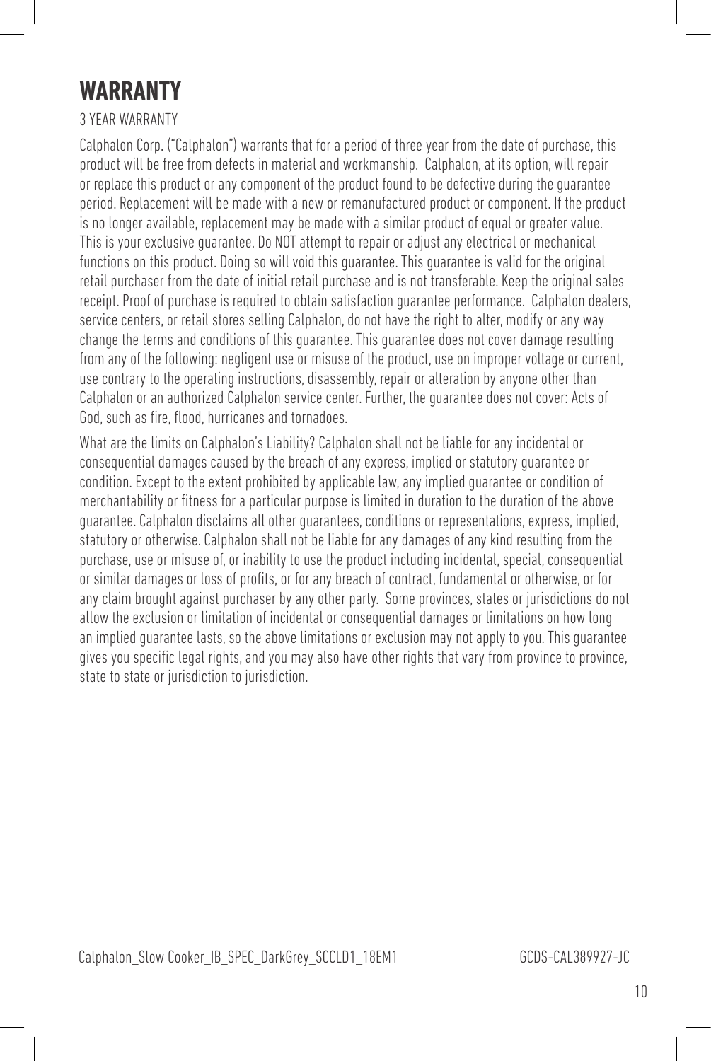# WARRANTY

3 YEAR WARRANTY

Calphalon Corp. ("Calphalon") warrants that for a period of three year from the date of purchase, this product will be free from defects in material and workmanship. Calphalon, at its option, will repair or replace this product or any component of the product found to be defective during the guarantee period. Replacement will be made with a new or remanufactured product or component. If the product is no longer available, replacement may be made with a similar product of equal or greater value. This is your exclusive guarantee. Do NOT attempt to repair or adjust any electrical or mechanical functions on this product. Doing so will void this guarantee. This guarantee is valid for the original retail purchaser from the date of initial retail purchase and is not transferable. Keep the original sales receipt. Proof of purchase is required to obtain satisfaction guarantee performance. Calphalon dealers, service centers, or retail stores selling Calphalon, do not have the right to alter, modify or any way change the terms and conditions of this guarantee. This guarantee does not cover damage resulting from any of the following: negligent use or misuse of the product, use on improper voltage or current, use contrary to the operating instructions, disassembly, repair or alteration by anyone other than Calphalon or an authorized Calphalon service center. Further, the guarantee does not cover: Acts of God, such as fire, flood, hurricanes and tornadoes.

What are the limits on Calphalon's Liability? Calphalon shall not be liable for any incidental or consequential damages caused by the breach of any express, implied or statutory guarantee or condition. Except to the extent prohibited by applicable law, any implied guarantee or condition of merchantability or fitness for a particular purpose is limited in duration to the duration of the above guarantee. Calphalon disclaims all other guarantees, conditions or representations, express, implied, statutory or otherwise. Calphalon shall not be liable for any damages of any kind resulting from the purchase, use or misuse of, or inability to use the product including incidental, special, consequential or similar damages or loss of profits, or for any breach of contract, fundamental or otherwise, or for any claim brought against purchaser by any other party. Some provinces, states or jurisdictions do not allow the exclusion or limitation of incidental or consequential damages or limitations on how long an implied guarantee lasts, so the above limitations or exclusion may not apply to you. This guarantee gives you specific legal rights, and you may also have other rights that vary from province to province, state to state or jurisdiction to jurisdiction.

Calphalon_Slow Cooker_IB_SPEC_DarkGrey_SCCLD1_18EM1 GCDS-CAL389927-JC